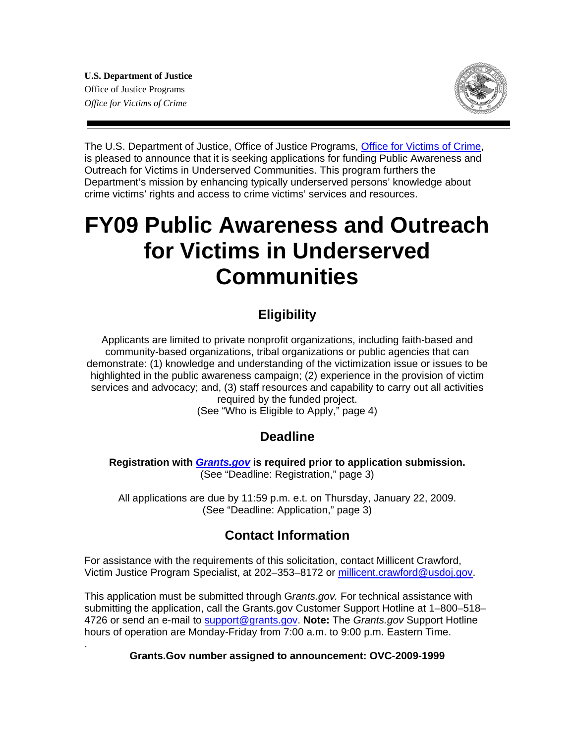**U.S. Department of Justice**
Office of Justice Programs
*Office for Victims of Crime*

The U.S. Department of Justice, Office of Justice Programs, Office for Victims of Crime, is pleased to announce that it is seeking applications for funding Public Awareness and Outreach for Victims in Underserved Communities. This program furthers the Department's mission by enhancing typically underserved persons' knowledge about crime victims' rights and access to crime victims' services and resources.

# FY09 Public Awareness and Outreach for Victims in Underserved Communities

## Eligibility

Applicants are limited to private nonprofit organizations, including faith-based and community-based organizations, tribal organizations or public agencies that can demonstrate: (1) knowledge and understanding of the victimization issue or issues to be highlighted in the public awareness campaign; (2) experience in the provision of victim services and advocacy; and, (3) staff resources and capability to carry out all activities required by the funded project.
(See "Who is Eligible to Apply," page 4)

## Deadline

**Registration with *Grants.gov* is required prior to application submission.**
(See "Deadline: Registration," page 3)

All applications are due by 11:59 p.m. e.t. on Thursday, January 22, 2009.
(See "Deadline: Application," page 3)

## Contact Information

For assistance with the requirements of this solicitation, contact Millicent Crawford, Victim Justice Program Specialist, at 202–353–8172 or millicent.crawford@usdoj.gov.

This application must be submitted through G*rants.gov.* For technical assistance with submitting the application, call the Grants.gov Customer Support Hotline at 1–800–518–4726 or send an e-mail to support@grants.gov. **Note:** The *Grants.gov* Support Hotline hours of operation are Monday-Friday from 7:00 a.m. to 9:00 p.m. Eastern Time.

**Grants.Gov number assigned to announcement: OVC-2009-1999**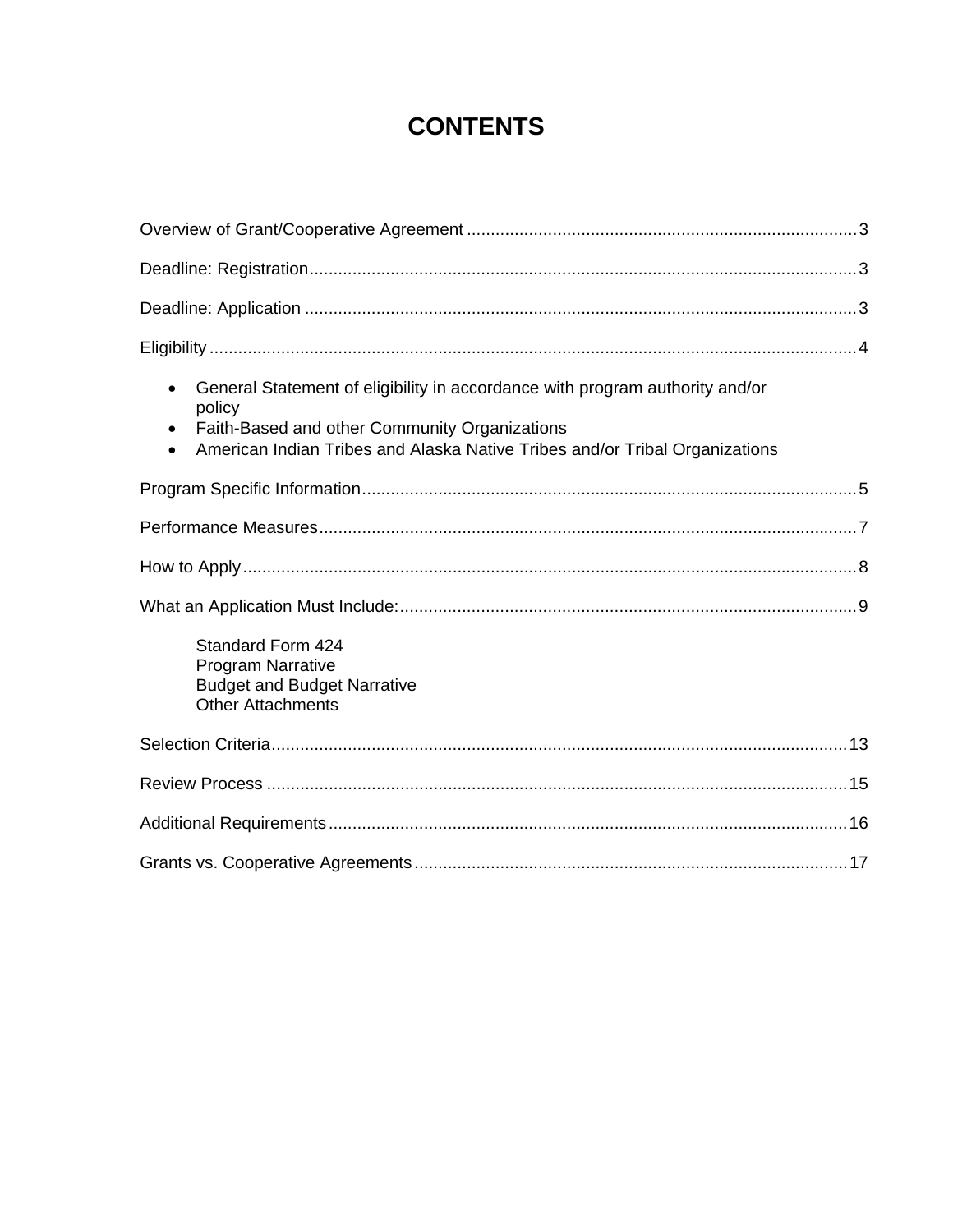# CONTENTS

Overview of Grant/Cooperative Agreement ........................................ 3

Deadline: Registration ........................................ 3

Deadline: Application ........................................ 3

Eligibility ........................................ 4

- General Statement of eligibility in accordance with program authority and/or policy
- Faith-Based and other Community Organizations
- American Indian Tribes and Alaska Native Tribes and/or Tribal Organizations

Program Specific Information ........................................ 5

Performance Measures ........................................ 7

How to Apply ........................................ 8

What an Application Must Include: ........................................ 9

    Standard Form 424
    Program Narrative
    Budget and Budget Narrative
    Other Attachments

Selection Criteria ........................................ 13

Review Process ........................................ 15

Additional Requirements ........................................ 16

Grants vs. Cooperative Agreements ........................................ 17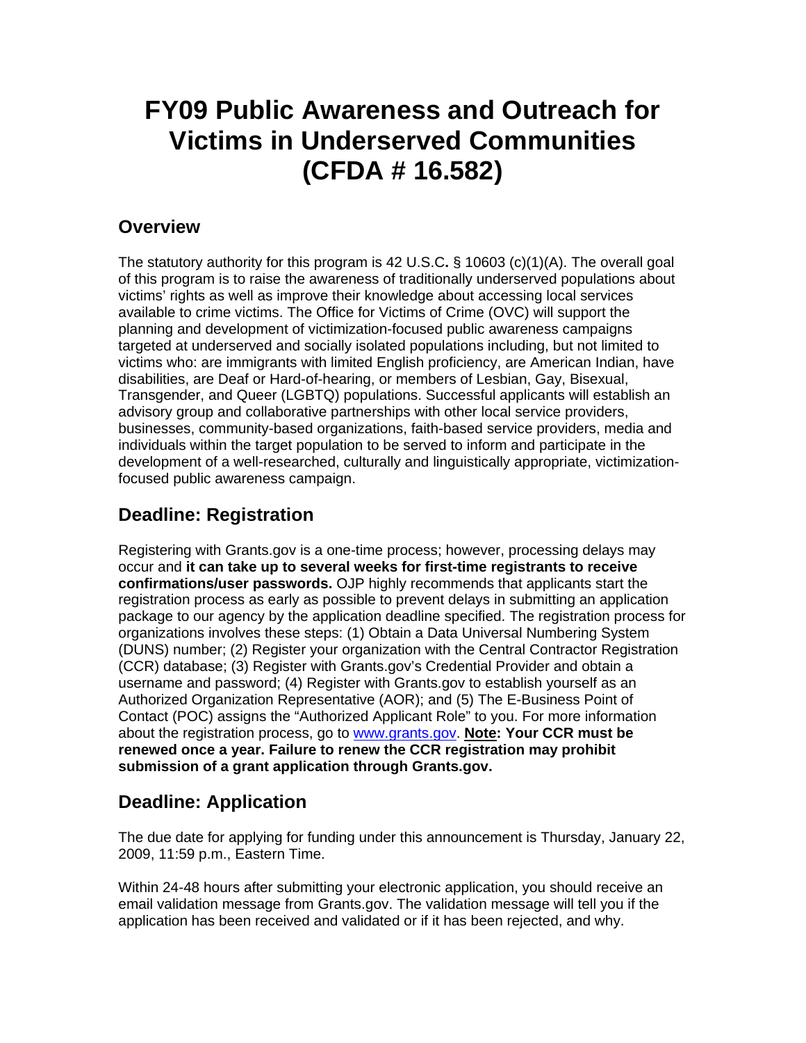# FY09 Public Awareness and Outreach for Victims in Underserved Communities (CFDA # 16.582)

## Overview

The statutory authority for this program is 42 U.S.C**.** § 10603 (c)(1)(A). The overall goal of this program is to raise the awareness of traditionally underserved populations about victims' rights as well as improve their knowledge about accessing local services available to crime victims. The Office for Victims of Crime (OVC) will support the planning and development of victimization-focused public awareness campaigns targeted at underserved and socially isolated populations including, but not limited to victims who: are immigrants with limited English proficiency, are American Indian, have disabilities, are Deaf or Hard-of-hearing, or members of Lesbian, Gay, Bisexual, Transgender, and Queer (LGBTQ) populations. Successful applicants will establish an advisory group and collaborative partnerships with other local service providers, businesses, community-based organizations, faith-based service providers, media and individuals within the target population to be served to inform and participate in the development of a well-researched, culturally and linguistically appropriate, victimization-focused public awareness campaign.

## Deadline: Registration

Registering with Grants.gov is a one-time process; however, processing delays may occur and **it can take up to several weeks for first-time registrants to receive confirmations/user passwords.** OJP highly recommends that applicants start the registration process as early as possible to prevent delays in submitting an application package to our agency by the application deadline specified. The registration process for organizations involves these steps: (1) Obtain a Data Universal Numbering System (DUNS) number; (2) Register your organization with the Central Contractor Registration (CCR) database; (3) Register with Grants.gov's Credential Provider and obtain a username and password; (4) Register with Grants.gov to establish yourself as an Authorized Organization Representative (AOR); and (5) The E-Business Point of Contact (POC) assigns the "Authorized Applicant Role" to you. For more information about the registration process, go to www.grants.gov. **Note: Your CCR must be renewed once a year. Failure to renew the CCR registration may prohibit submission of a grant application through Grants.gov.**

## Deadline: Application

The due date for applying for funding under this announcement is Thursday, January 22, 2009, 11:59 p.m., Eastern Time.

Within 24-48 hours after submitting your electronic application, you should receive an email validation message from Grants.gov. The validation message will tell you if the application has been received and validated or if it has been rejected, and why.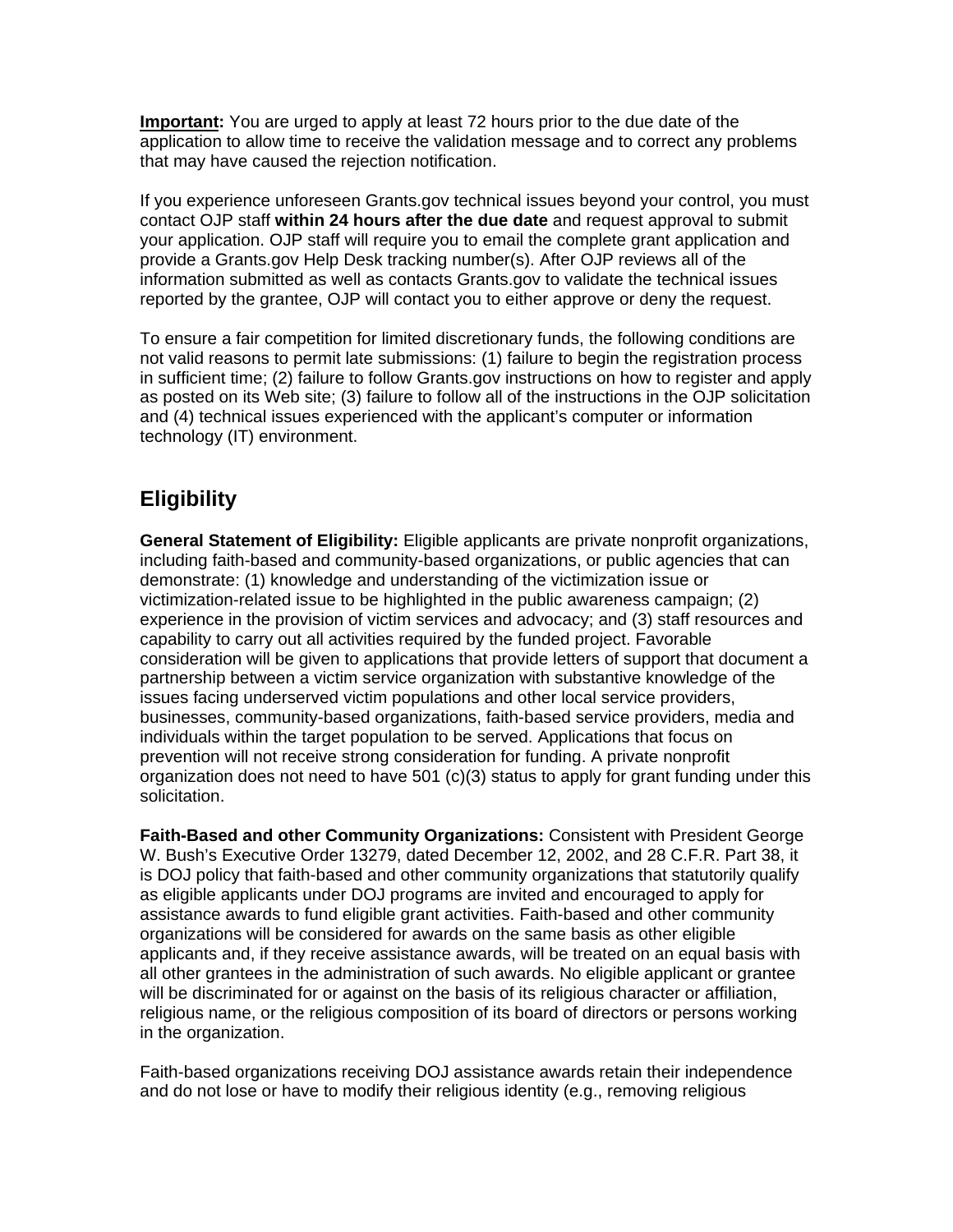**Important:** You are urged to apply at least 72 hours prior to the due date of the application to allow time to receive the validation message and to correct any problems that may have caused the rejection notification.

If you experience unforeseen Grants.gov technical issues beyond your control, you must contact OJP staff **within 24 hours after the due date** and request approval to submit your application. OJP staff will require you to email the complete grant application and provide a Grants.gov Help Desk tracking number(s). After OJP reviews all of the information submitted as well as contacts Grants.gov to validate the technical issues reported by the grantee, OJP will contact you to either approve or deny the request.

To ensure a fair competition for limited discretionary funds, the following conditions are not valid reasons to permit late submissions: (1) failure to begin the registration process in sufficient time; (2) failure to follow Grants.gov instructions on how to register and apply as posted on its Web site; (3) failure to follow all of the instructions in the OJP solicitation and (4) technical issues experienced with the applicant's computer or information technology (IT) environment.

## Eligibility

**General Statement of Eligibility:** Eligible applicants are private nonprofit organizations, including faith-based and community-based organizations, or public agencies that can demonstrate: (1) knowledge and understanding of the victimization issue or victimization-related issue to be highlighted in the public awareness campaign; (2) experience in the provision of victim services and advocacy; and (3) staff resources and capability to carry out all activities required by the funded project. Favorable consideration will be given to applications that provide letters of support that document a partnership between a victim service organization with substantive knowledge of the issues facing underserved victim populations and other local service providers, businesses, community-based organizations, faith-based service providers, media and individuals within the target population to be served. Applications that focus on prevention will not receive strong consideration for funding. A private nonprofit organization does not need to have 501 (c)(3) status to apply for grant funding under this solicitation.

**Faith-Based and other Community Organizations:** Consistent with President George W. Bush's Executive Order 13279, dated December 12, 2002, and 28 C.F.R. Part 38, it is DOJ policy that faith-based and other community organizations that statutorily qualify as eligible applicants under DOJ programs are invited and encouraged to apply for assistance awards to fund eligible grant activities. Faith-based and other community organizations will be considered for awards on the same basis as other eligible applicants and, if they receive assistance awards, will be treated on an equal basis with all other grantees in the administration of such awards. No eligible applicant or grantee will be discriminated for or against on the basis of its religious character or affiliation, religious name, or the religious composition of its board of directors or persons working in the organization.

Faith-based organizations receiving DOJ assistance awards retain their independence and do not lose or have to modify their religious identity (e.g., removing religious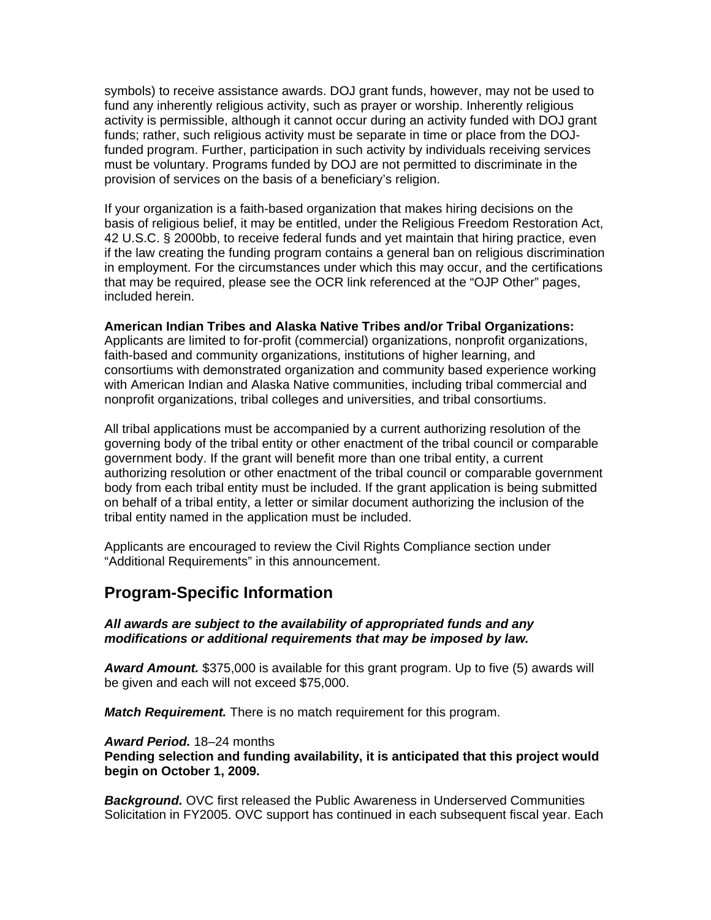symbols) to receive assistance awards. DOJ grant funds, however, may not be used to fund any inherently religious activity, such as prayer or worship. Inherently religious activity is permissible, although it cannot occur during an activity funded with DOJ grant funds; rather, such religious activity must be separate in time or place from the DOJ-funded program. Further, participation in such activity by individuals receiving services must be voluntary. Programs funded by DOJ are not permitted to discriminate in the provision of services on the basis of a beneficiary's religion.

If your organization is a faith-based organization that makes hiring decisions on the basis of religious belief, it may be entitled, under the Religious Freedom Restoration Act, 42 U.S.C. § 2000bb, to receive federal funds and yet maintain that hiring practice, even if the law creating the funding program contains a general ban on religious discrimination in employment. For the circumstances under which this may occur, and the certifications that may be required, please see the OCR link referenced at the "OJP Other" pages, included herein.

**American Indian Tribes and Alaska Native Tribes and/or Tribal Organizations:** Applicants are limited to for-profit (commercial) organizations, nonprofit organizations, faith-based and community organizations, institutions of higher learning, and consortiums with demonstrated organization and community based experience working with American Indian and Alaska Native communities, including tribal commercial and nonprofit organizations, tribal colleges and universities, and tribal consortiums.

All tribal applications must be accompanied by a current authorizing resolution of the governing body of the tribal entity or other enactment of the tribal council or comparable government body. If the grant will benefit more than one tribal entity, a current authorizing resolution or other enactment of the tribal council or comparable government body from each tribal entity must be included. If the grant application is being submitted on behalf of a tribal entity, a letter or similar document authorizing the inclusion of the tribal entity named in the application must be included.

Applicants are encouraged to review the Civil Rights Compliance section under "Additional Requirements" in this announcement.

## Program-Specific Information

***All awards are subject to the availability of appropriated funds and any modifications or additional requirements that may be imposed by law.***

***Award Amount.*** $375,000 is available for this grant program. Up to five (5) awards will be given and each will not exceed $75,000.

***Match Requirement.*** There is no match requirement for this program.

***Award Period.*** 18–24 months
**Pending selection and funding availability, it is anticipated that this project would begin on October 1, 2009.**

***Background.*** OVC first released the Public Awareness in Underserved Communities Solicitation in FY2005. OVC support has continued in each subsequent fiscal year. Each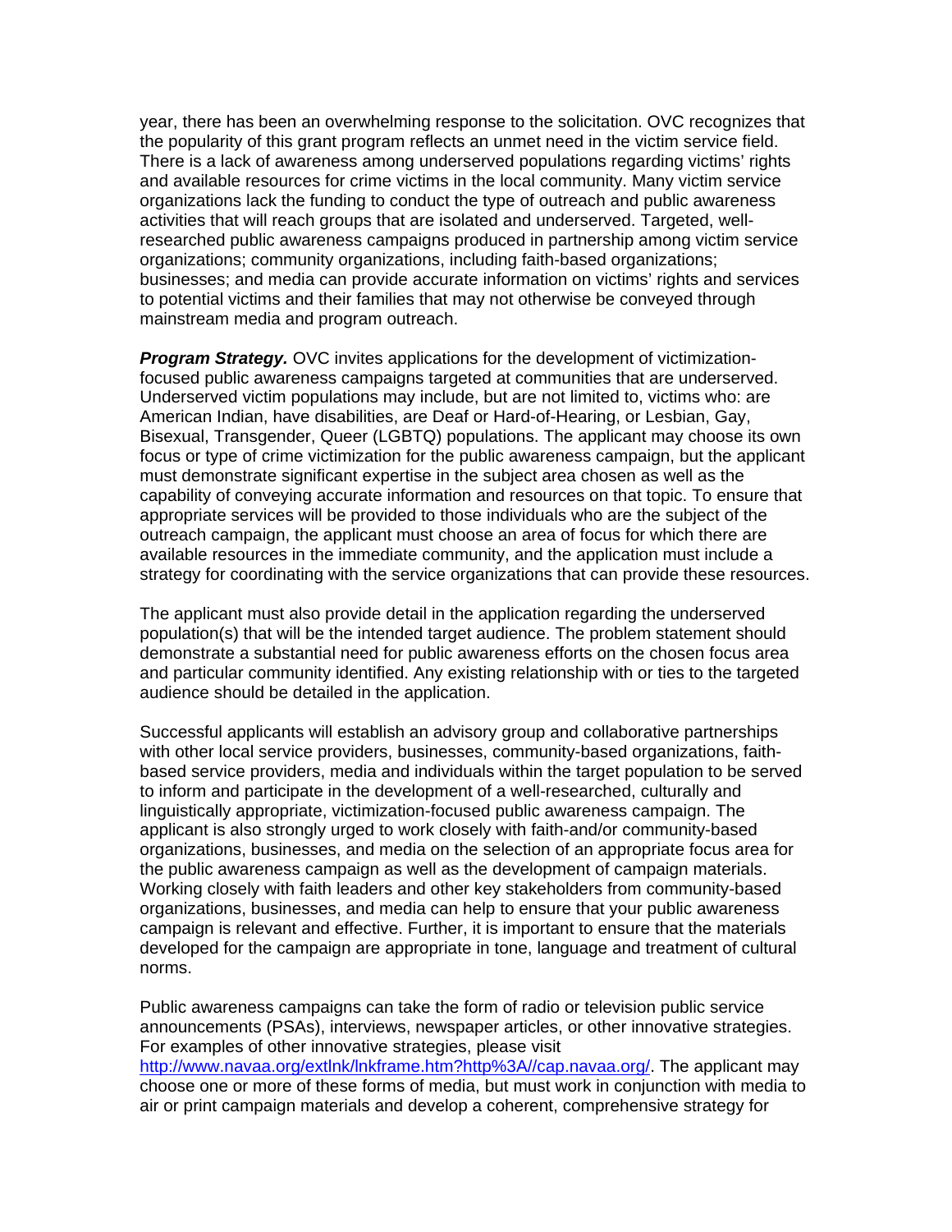year, there has been an overwhelming response to the solicitation. OVC recognizes that the popularity of this grant program reflects an unmet need in the victim service field. There is a lack of awareness among underserved populations regarding victims' rights and available resources for crime victims in the local community. Many victim service organizations lack the funding to conduct the type of outreach and public awareness activities that will reach groups that are isolated and underserved. Targeted, well-researched public awareness campaigns produced in partnership among victim service organizations; community organizations, including faith-based organizations; businesses; and media can provide accurate information on victims' rights and services to potential victims and their families that may not otherwise be conveyed through mainstream media and program outreach.

***Program Strategy.*** OVC invites applications for the development of victimization-focused public awareness campaigns targeted at communities that are underserved. Underserved victim populations may include, but are not limited to, victims who: are American Indian, have disabilities, are Deaf or Hard-of-Hearing, or Lesbian, Gay, Bisexual, Transgender, Queer (LGBTQ) populations. The applicant may choose its own focus or type of crime victimization for the public awareness campaign, but the applicant must demonstrate significant expertise in the subject area chosen as well as the capability of conveying accurate information and resources on that topic. To ensure that appropriate services will be provided to those individuals who are the subject of the outreach campaign, the applicant must choose an area of focus for which there are available resources in the immediate community, and the application must include a strategy for coordinating with the service organizations that can provide these resources.

The applicant must also provide detail in the application regarding the underserved population(s) that will be the intended target audience. The problem statement should demonstrate a substantial need for public awareness efforts on the chosen focus area and particular community identified. Any existing relationship with or ties to the targeted audience should be detailed in the application.

Successful applicants will establish an advisory group and collaborative partnerships with other local service providers, businesses, community-based organizations, faith-based service providers, media and individuals within the target population to be served to inform and participate in the development of a well-researched, culturally and linguistically appropriate, victimization-focused public awareness campaign. The applicant is also strongly urged to work closely with faith-and/or community-based organizations, businesses, and media on the selection of an appropriate focus area for the public awareness campaign as well as the development of campaign materials. Working closely with faith leaders and other key stakeholders from community-based organizations, businesses, and media can help to ensure that your public awareness campaign is relevant and effective. Further, it is important to ensure that the materials developed for the campaign are appropriate in tone, language and treatment of cultural norms.

Public awareness campaigns can take the form of radio or television public service announcements (PSAs), interviews, newspaper articles, or other innovative strategies. For examples of other innovative strategies, please visit [http://www.navaa.org/extlnk/lnkframe.htm?http%3A//cap.navaa.org/](http://www.navaa.org/extlnk/lnkframe.htm?http%3A//cap.navaa.org/). The applicant may choose one or more of these forms of media, but must work in conjunction with media to air or print campaign materials and develop a coherent, comprehensive strategy for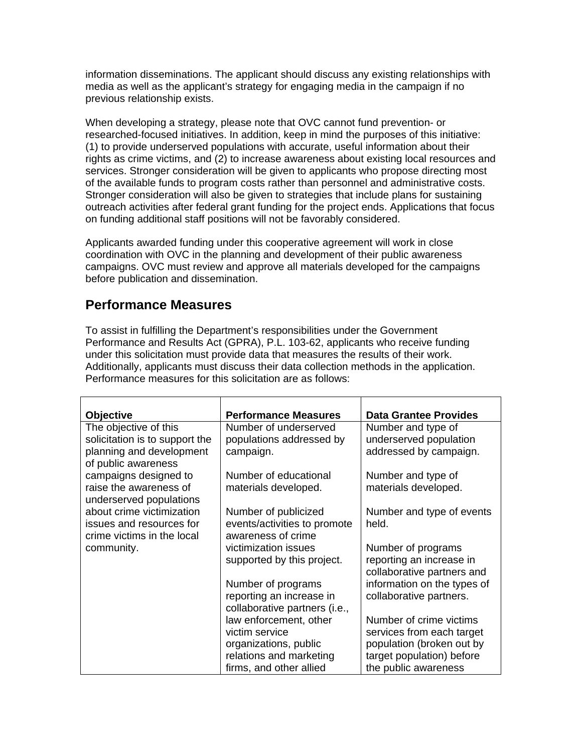information disseminations. The applicant should discuss any existing relationships with media as well as the applicant's strategy for engaging media in the campaign if no previous relationship exists.

When developing a strategy, please note that OVC cannot fund prevention- or researched-focused initiatives. In addition, keep in mind the purposes of this initiative: (1) to provide underserved populations with accurate, useful information about their rights as crime victims, and (2) to increase awareness about existing local resources and services. Stronger consideration will be given to applicants who propose directing most of the available funds to program costs rather than personnel and administrative costs. Stronger consideration will also be given to strategies that include plans for sustaining outreach activities after federal grant funding for the project ends. Applications that focus on funding additional staff positions will not be favorably considered.

Applicants awarded funding under this cooperative agreement will work in close coordination with OVC in the planning and development of their public awareness campaigns. OVC must review and approve all materials developed for the campaigns before publication and dissemination.

## Performance Measures

To assist in fulfilling the Department's responsibilities under the Government Performance and Results Act (GPRA), P.L. 103-62, applicants who receive funding under this solicitation must provide data that measures the results of their work. Additionally, applicants must discuss their data collection methods in the application. Performance measures for this solicitation are as follows:

| Objective | Performance Measures | Data Grantee Provides |
|---|---|---|
| The objective of this solicitation is to support the planning and development of public awareness campaigns designed to raise the awareness of underserved populations about crime victimization issues and resources for crime victims in the local community. | Number of underserved populations addressed by campaign.<br><br>Number of educational materials developed.<br><br>Number of publicized events/activities to promote awareness of crime victimization issues supported by this project.<br><br>Number of programs reporting an increase in collaborative partners (i.e., law enforcement, other victim service organizations, public relations and marketing firms, and other allied | Number and type of underserved population addressed by campaign.<br><br>Number and type of materials developed.<br><br>Number and type of events held.<br><br>Number of programs reporting an increase in collaborative partners and information on the types of collaborative partners.<br><br>Number of crime victims services from each target population (broken out by target population) before the public awareness |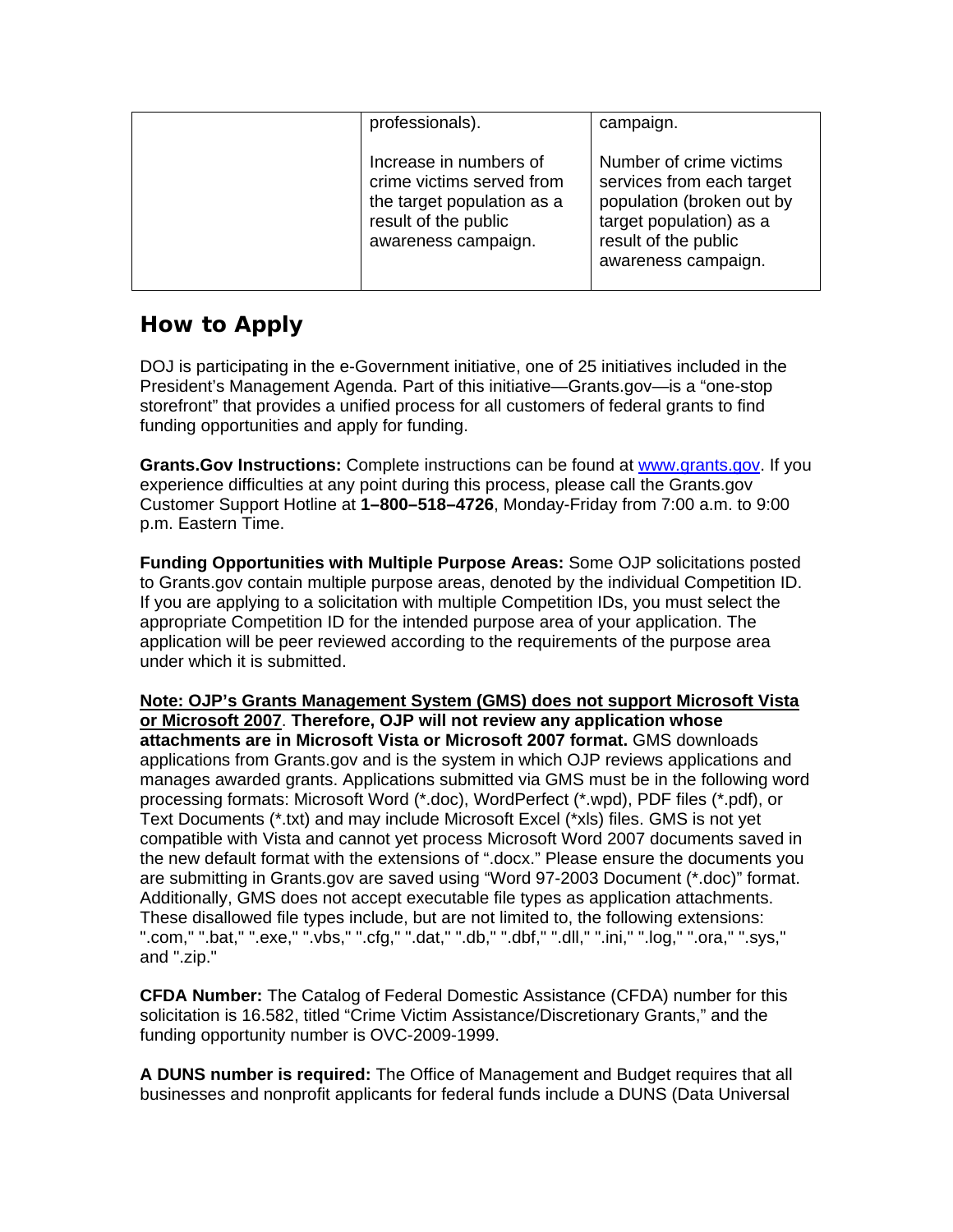|  |  |  |
|---|---|---|
|  | professionals).<br><br>Increase in numbers of crime victims served from the target population as a result of the public awareness campaign. | campaign.<br><br>Number of crime victims services from each target population (broken out by target population) as a result of the public awareness campaign. |

## How to Apply

DOJ is participating in the e-Government initiative, one of 25 initiatives included in the President's Management Agenda. Part of this initiative—Grants.gov—is a "one-stop storefront" that provides a unified process for all customers of federal grants to find funding opportunities and apply for funding.

**Grants.Gov Instructions:** Complete instructions can be found at www.grants.gov. If you experience difficulties at any point during this process, please call the Grants.gov Customer Support Hotline at **1–800–518–4726**, Monday-Friday from 7:00 a.m. to 9:00 p.m. Eastern Time.

**Funding Opportunities with Multiple Purpose Areas:** Some OJP solicitations posted to Grants.gov contain multiple purpose areas, denoted by the individual Competition ID. If you are applying to a solicitation with multiple Competition IDs, you must select the appropriate Competition ID for the intended purpose area of your application. The application will be peer reviewed according to the requirements of the purpose area under which it is submitted.

**Note: OJP's Grants Management System (GMS) does not support Microsoft Vista or Microsoft 2007**. **Therefore, OJP will not review any application whose attachments are in Microsoft Vista or Microsoft 2007 format.** GMS downloads applications from Grants.gov and is the system in which OJP reviews applications and manages awarded grants. Applications submitted via GMS must be in the following word processing formats: Microsoft Word (*.doc), WordPerfect (*.wpd), PDF files (*.pdf), or Text Documents (*.txt) and may include Microsoft Excel (*xls) files. GMS is not yet compatible with Vista and cannot yet process Microsoft Word 2007 documents saved in the new default format with the extensions of ".docx." Please ensure the documents you are submitting in Grants.gov are saved using "Word 97-2003 Document (*.doc)" format. Additionally, GMS does not accept executable file types as application attachments. These disallowed file types include, but are not limited to, the following extensions: ".com," ".bat," ".exe," ".vbs," ".cfg," ".dat," ".db," ".dbf," ".dll," ".ini," ".log," ".ora," ".sys," and ".zip."

**CFDA Number:** The Catalog of Federal Domestic Assistance (CFDA) number for this solicitation is 16.582, titled "Crime Victim Assistance/Discretionary Grants," and the funding opportunity number is OVC-2009-1999.

**A DUNS number is required:** The Office of Management and Budget requires that all businesses and nonprofit applicants for federal funds include a DUNS (Data Universal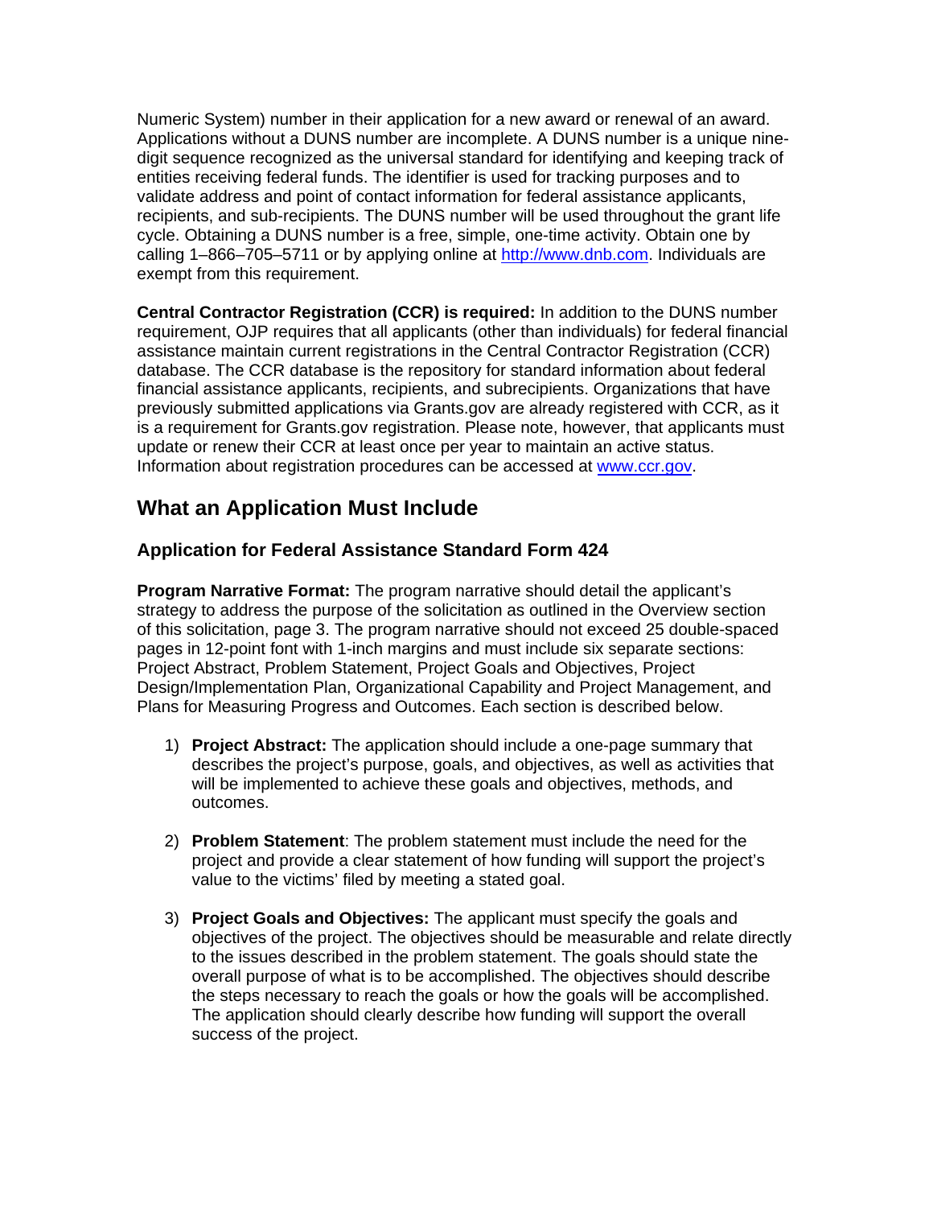Numeric System) number in their application for a new award or renewal of an award. Applications without a DUNS number are incomplete. A DUNS number is a unique nine-digit sequence recognized as the universal standard for identifying and keeping track of entities receiving federal funds. The identifier is used for tracking purposes and to validate address and point of contact information for federal assistance applicants, recipients, and sub-recipients. The DUNS number will be used throughout the grant life cycle. Obtaining a DUNS number is a free, simple, one-time activity. Obtain one by calling 1–866–705–5711 or by applying online at [http://www.dnb.com](http://www.dnb.com). Individuals are exempt from this requirement.

**Central Contractor Registration (CCR) is required:** In addition to the DUNS number requirement, OJP requires that all applicants (other than individuals) for federal financial assistance maintain current registrations in the Central Contractor Registration (CCR) database. The CCR database is the repository for standard information about federal financial assistance applicants, recipients, and subrecipients. Organizations that have previously submitted applications via Grants.gov are already registered with CCR, as it is a requirement for Grants.gov registration. Please note, however, that applicants must update or renew their CCR at least once per year to maintain an active status. Information about registration procedures can be accessed at [www.ccr.gov](www.ccr.gov).

## What an Application Must Include

### Application for Federal Assistance Standard Form 424

**Program Narrative Format:** The program narrative should detail the applicant's strategy to address the purpose of the solicitation as outlined in the Overview section of this solicitation, page 3. The program narrative should not exceed 25 double-spaced pages in 12-point font with 1-inch margins and must include six separate sections: Project Abstract, Problem Statement, Project Goals and Objectives, Project Design/Implementation Plan, Organizational Capability and Project Management, and Plans for Measuring Progress and Outcomes. Each section is described below.

1) **Project Abstract:** The application should include a one-page summary that describes the project's purpose, goals, and objectives, as well as activities that will be implemented to achieve these goals and objectives, methods, and outcomes.

2) **Problem Statement**: The problem statement must include the need for the project and provide a clear statement of how funding will support the project's value to the victims' filed by meeting a stated goal.

3) **Project Goals and Objectives:** The applicant must specify the goals and objectives of the project. The objectives should be measurable and relate directly to the issues described in the problem statement. The goals should state the overall purpose of what is to be accomplished. The objectives should describe the steps necessary to reach the goals or how the goals will be accomplished. The application should clearly describe how funding will support the overall success of the project.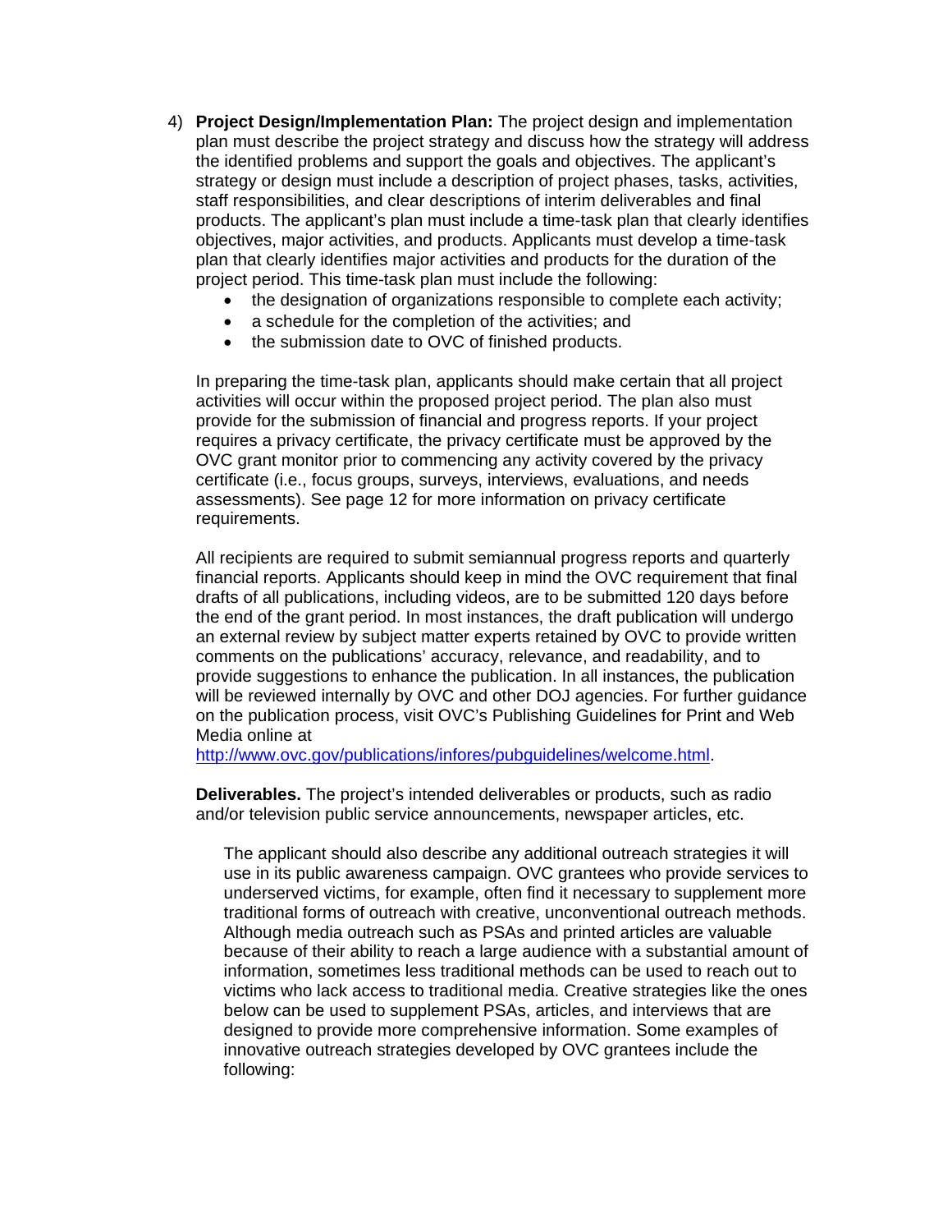4) **Project Design/Implementation Plan:** The project design and implementation plan must describe the project strategy and discuss how the strategy will address the identified problems and support the goals and objectives. The applicant's strategy or design must include a description of project phases, tasks, activities, staff responsibilities, and clear descriptions of interim deliverables and final products. The applicant's plan must include a time-task plan that clearly identifies objectives, major activities, and products. Applicants must develop a time-task plan that clearly identifies major activities and products for the duration of the project period. This time-task plan must include the following:
   - the designation of organizations responsible to complete each activity;
   - a schedule for the completion of the activities; and
   - the submission date to OVC of finished products.

   In preparing the time-task plan, applicants should make certain that all project activities will occur within the proposed project period. The plan also must provide for the submission of financial and progress reports. If your project requires a privacy certificate, the privacy certificate must be approved by the OVC grant monitor prior to commencing any activity covered by the privacy certificate (i.e., focus groups, surveys, interviews, evaluations, and needs assessments). See page 12 for more information on privacy certificate requirements.

   All recipients are required to submit semiannual progress reports and quarterly financial reports. Applicants should keep in mind the OVC requirement that final drafts of all publications, including videos, are to be submitted 120 days before the end of the grant period. In most instances, the draft publication will undergo an external review by subject matter experts retained by OVC to provide written comments on the publications' accuracy, relevance, and readability, and to provide suggestions to enhance the publication. In all instances, the publication will be reviewed internally by OVC and other DOJ agencies. For further guidance on the publication process, visit OVC's Publishing Guidelines for Print and Web Media online at http://www.ovc.gov/publications/infores/pubguidelines/welcome.html.

   **Deliverables.** The project's intended deliverables or products, such as radio and/or television public service announcements, newspaper articles, etc.

   The applicant should also describe any additional outreach strategies it will use in its public awareness campaign. OVC grantees who provide services to underserved victims, for example, often find it necessary to supplement more traditional forms of outreach with creative, unconventional outreach methods. Although media outreach such as PSAs and printed articles are valuable because of their ability to reach a large audience with a substantial amount of information, sometimes less traditional methods can be used to reach out to victims who lack access to traditional media. Creative strategies like the ones below can be used to supplement PSAs, articles, and interviews that are designed to provide more comprehensive information. Some examples of innovative outreach strategies developed by OVC grantees include the following: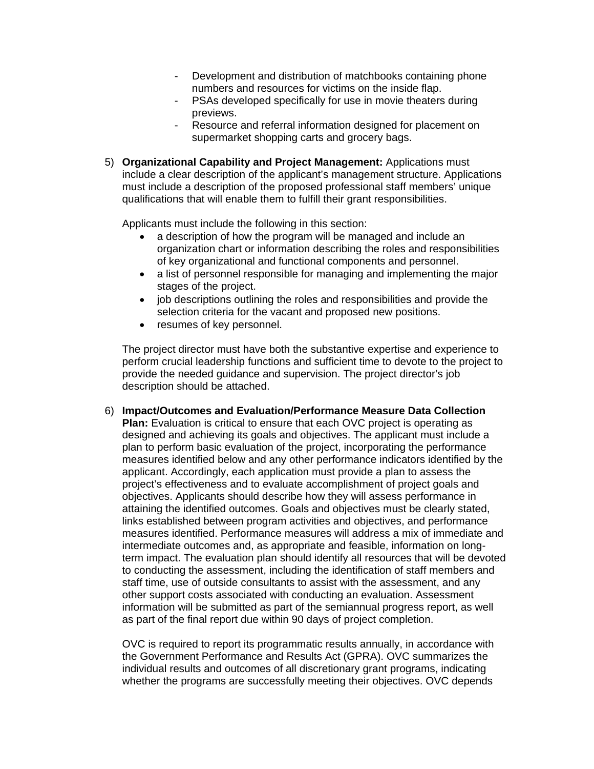- Development and distribution of matchbooks containing phone numbers and resources for victims on the inside flap.
- PSAs developed specifically for use in movie theaters during previews.
- Resource and referral information designed for placement on supermarket shopping carts and grocery bags.

5) **Organizational Capability and Project Management:** Applications must include a clear description of the applicant's management structure. Applications must include a description of the proposed professional staff members' unique qualifications that will enable them to fulfill their grant responsibilities.

   Applicants must include the following in this section:

   - a description of how the program will be managed and include an organization chart or information describing the roles and responsibilities of key organizational and functional components and personnel.
   - a list of personnel responsible for managing and implementing the major stages of the project.
   - job descriptions outlining the roles and responsibilities and provide the selection criteria for the vacant and proposed new positions.
   - resumes of key personnel.

   The project director must have both the substantive expertise and experience to perform crucial leadership functions and sufficient time to devote to the project to provide the needed guidance and supervision. The project director's job description should be attached.

6) **Impact/Outcomes and Evaluation/Performance Measure Data Collection Plan:** Evaluation is critical to ensure that each OVC project is operating as designed and achieving its goals and objectives. The applicant must include a plan to perform basic evaluation of the project, incorporating the performance measures identified below and any other performance indicators identified by the applicant. Accordingly, each application must provide a plan to assess the project's effectiveness and to evaluate accomplishment of project goals and objectives. Applicants should describe how they will assess performance in attaining the identified outcomes. Goals and objectives must be clearly stated, links established between program activities and objectives, and performance measures identified. Performance measures will address a mix of immediate and intermediate outcomes and, as appropriate and feasible, information on long-term impact. The evaluation plan should identify all resources that will be devoted to conducting the assessment, including the identification of staff members and staff time, use of outside consultants to assist with the assessment, and any other support costs associated with conducting an evaluation. Assessment information will be submitted as part of the semiannual progress report, as well as part of the final report due within 90 days of project completion.

   OVC is required to report its programmatic results annually, in accordance with the Government Performance and Results Act (GPRA). OVC summarizes the individual results and outcomes of all discretionary grant programs, indicating whether the programs are successfully meeting their objectives. OVC depends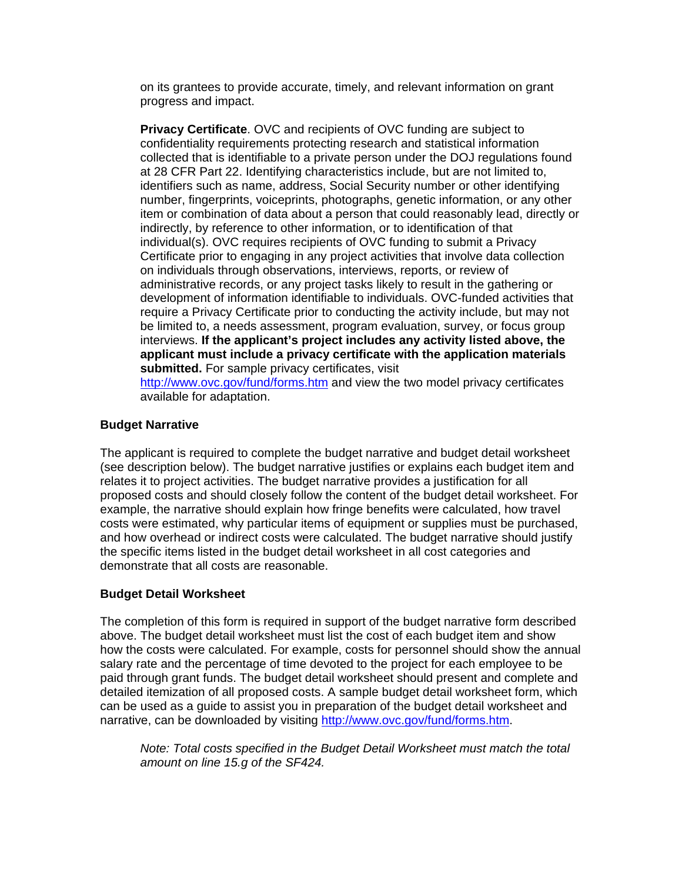on its grantees to provide accurate, timely, and relevant information on grant progress and impact.

**Privacy Certificate**. OVC and recipients of OVC funding are subject to confidentiality requirements protecting research and statistical information collected that is identifiable to a private person under the DOJ regulations found at 28 CFR Part 22. Identifying characteristics include, but are not limited to, identifiers such as name, address, Social Security number or other identifying number, fingerprints, voiceprints, photographs, genetic information, or any other item or combination of data about a person that could reasonably lead, directly or indirectly, by reference to other information, or to identification of that individual(s). OVC requires recipients of OVC funding to submit a Privacy Certificate prior to engaging in any project activities that involve data collection on individuals through observations, interviews, reports, or review of administrative records, or any project tasks likely to result in the gathering or development of information identifiable to individuals. OVC-funded activities that require a Privacy Certificate prior to conducting the activity include, but may not be limited to, a needs assessment, program evaluation, survey, or focus group interviews. **If the applicant's project includes any activity listed above, the applicant must include a privacy certificate with the application materials submitted.** For sample privacy certificates, visit http://www.ovc.gov/fund/forms.htm and view the two model privacy certificates available for adaptation.

**Budget Narrative**

The applicant is required to complete the budget narrative and budget detail worksheet (see description below). The budget narrative justifies or explains each budget item and relates it to project activities. The budget narrative provides a justification for all proposed costs and should closely follow the content of the budget detail worksheet. For example, the narrative should explain how fringe benefits were calculated, how travel costs were estimated, why particular items of equipment or supplies must be purchased, and how overhead or indirect costs were calculated. The budget narrative should justify the specific items listed in the budget detail worksheet in all cost categories and demonstrate that all costs are reasonable.

**Budget Detail Worksheet**

The completion of this form is required in support of the budget narrative form described above. The budget detail worksheet must list the cost of each budget item and show how the costs were calculated. For example, costs for personnel should show the annual salary rate and the percentage of time devoted to the project for each employee to be paid through grant funds. The budget detail worksheet should present and complete and detailed itemization of all proposed costs. A sample budget detail worksheet form, which can be used as a guide to assist you in preparation of the budget detail worksheet and narrative, can be downloaded by visiting http://www.ovc.gov/fund/forms.htm.

*Note: Total costs specified in the Budget Detail Worksheet must match the total amount on line 15.g of the SF424.*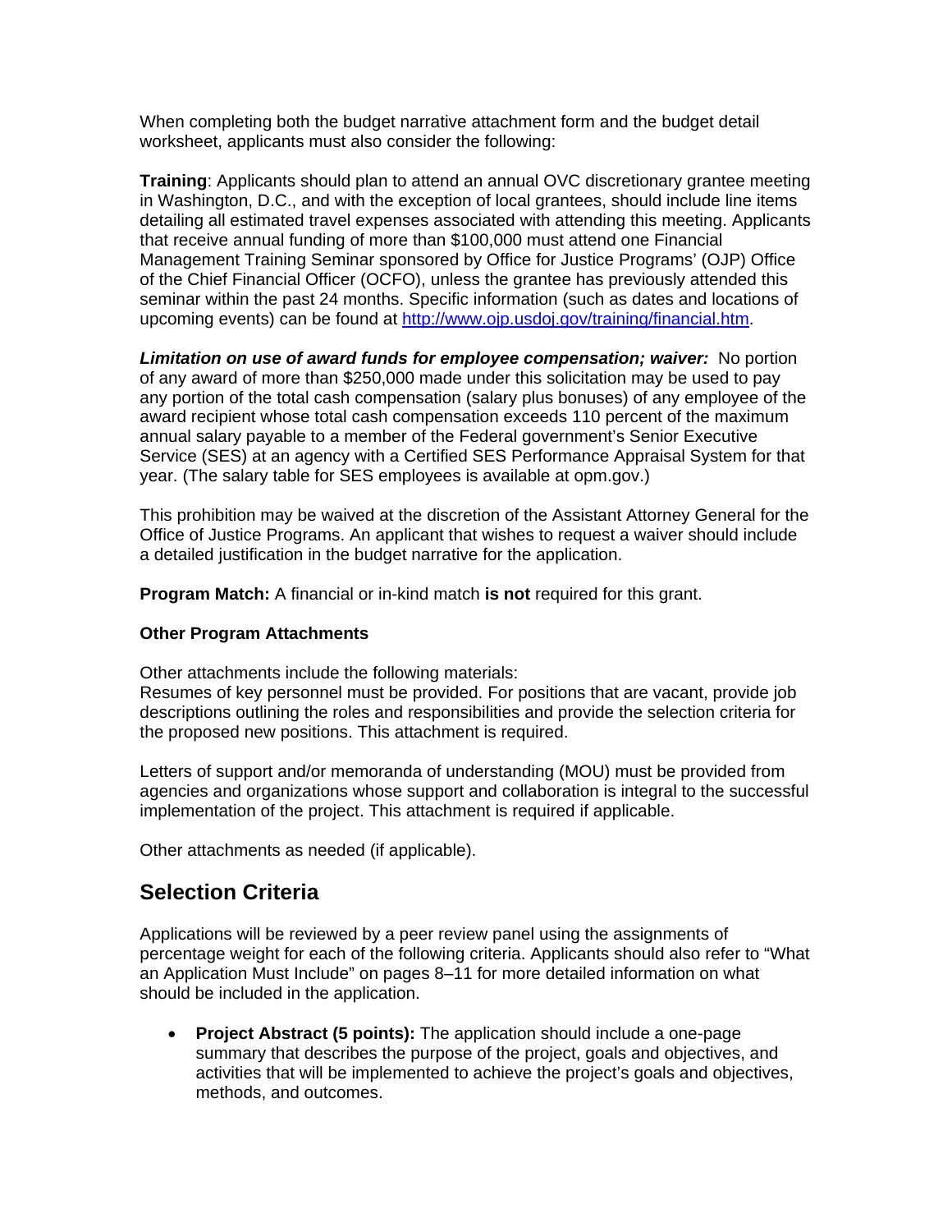When completing both the budget narrative attachment form and the budget detail worksheet, applicants must also consider the following:

**Training**: Applicants should plan to attend an annual OVC discretionary grantee meeting in Washington, D.C., and with the exception of local grantees, should include line items detailing all estimated travel expenses associated with attending this meeting. Applicants that receive annual funding of more than $100,000 must attend one Financial Management Training Seminar sponsored by Office for Justice Programs' (OJP) Office of the Chief Financial Officer (OCFO), unless the grantee has previously attended this seminar within the past 24 months. Specific information (such as dates and locations of upcoming events) can be found at [http://www.ojp.usdoj.gov/training/financial.htm](http://www.ojp.usdoj.gov/training/financial.htm).

***Limitation on use of award funds for employee compensation; waiver:*** No portion of any award of more than $250,000 made under this solicitation may be used to pay any portion of the total cash compensation (salary plus bonuses) of any employee of the award recipient whose total cash compensation exceeds 110 percent of the maximum annual salary payable to a member of the Federal government's Senior Executive Service (SES) at an agency with a Certified SES Performance Appraisal System for that year. (The salary table for SES employees is available at opm.gov.)

This prohibition may be waived at the discretion of the Assistant Attorney General for the Office of Justice Programs. An applicant that wishes to request a waiver should include a detailed justification in the budget narrative for the application.

**Program Match:** A financial or in-kind match **is not** required for this grant.

**Other Program Attachments**

Other attachments include the following materials:
Resumes of key personnel must be provided. For positions that are vacant, provide job descriptions outlining the roles and responsibilities and provide the selection criteria for the proposed new positions. This attachment is required.

Letters of support and/or memoranda of understanding (MOU) must be provided from agencies and organizations whose support and collaboration is integral to the successful implementation of the project. This attachment is required if applicable.

Other attachments as needed (if applicable).

## Selection Criteria

Applications will be reviewed by a peer review panel using the assignments of percentage weight for each of the following criteria. Applicants should also refer to "What an Application Must Include" on pages 8–11 for more detailed information on what should be included in the application.

- **Project Abstract (5 points):** The application should include a one-page summary that describes the purpose of the project, goals and objectives, and activities that will be implemented to achieve the project's goals and objectives, methods, and outcomes.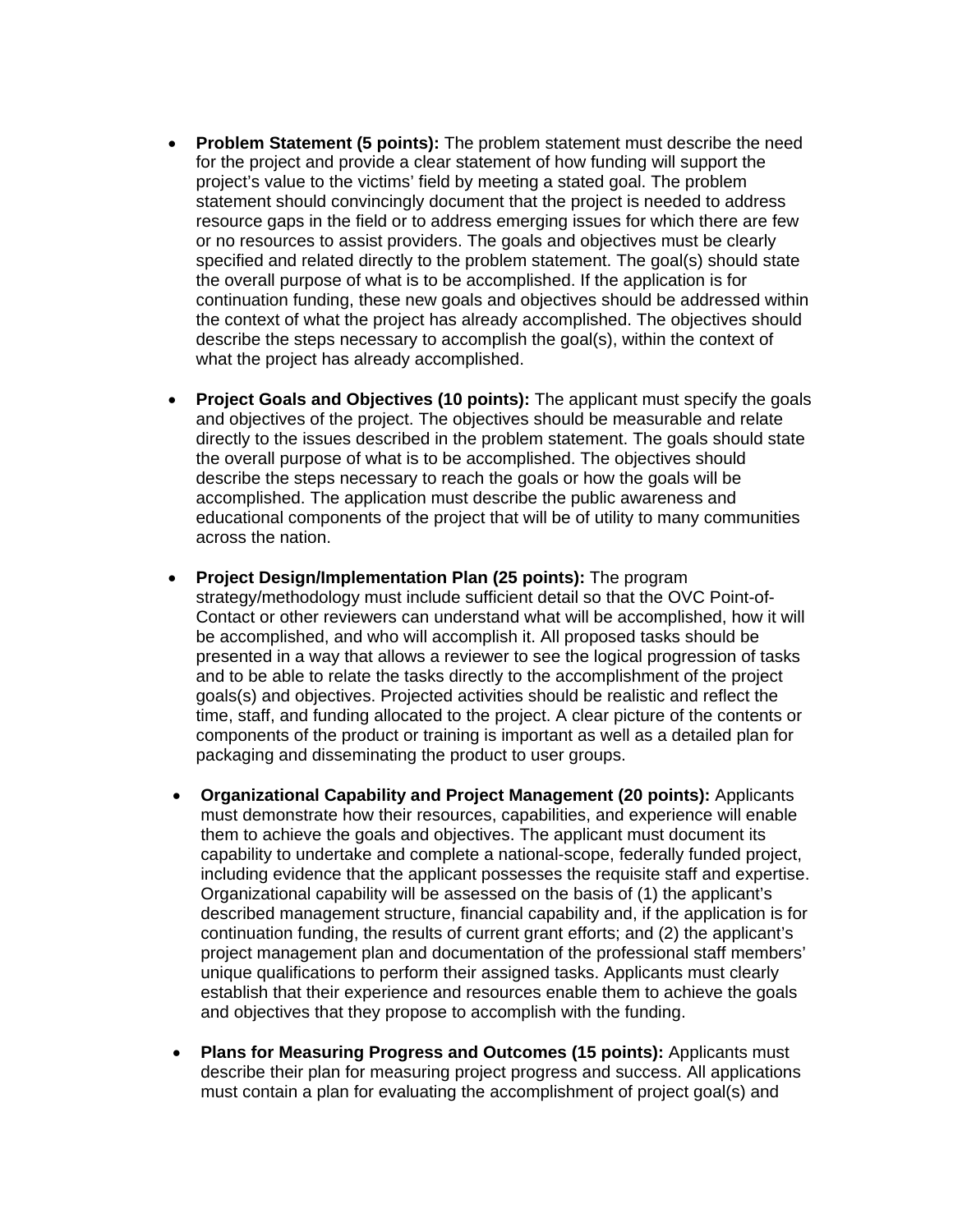- **Problem Statement (5 points):** The problem statement must describe the need for the project and provide a clear statement of how funding will support the project's value to the victims' field by meeting a stated goal. The problem statement should convincingly document that the project is needed to address resource gaps in the field or to address emerging issues for which there are few or no resources to assist providers. The goals and objectives must be clearly specified and related directly to the problem statement. The goal(s) should state the overall purpose of what is to be accomplished. If the application is for continuation funding, these new goals and objectives should be addressed within the context of what the project has already accomplished. The objectives should describe the steps necessary to accomplish the goal(s), within the context of what the project has already accomplished.

- **Project Goals and Objectives (10 points):** The applicant must specify the goals and objectives of the project. The objectives should be measurable and relate directly to the issues described in the problem statement. The goals should state the overall purpose of what is to be accomplished. The objectives should describe the steps necessary to reach the goals or how the goals will be accomplished. The application must describe the public awareness and educational components of the project that will be of utility to many communities across the nation.

- **Project Design/Implementation Plan (25 points):** The program strategy/methodology must include sufficient detail so that the OVC Point-of-Contact or other reviewers can understand what will be accomplished, how it will be accomplished, and who will accomplish it. All proposed tasks should be presented in a way that allows a reviewer to see the logical progression of tasks and to be able to relate the tasks directly to the accomplishment of the project goals(s) and objectives. Projected activities should be realistic and reflect the time, staff, and funding allocated to the project. A clear picture of the contents or components of the product or training is important as well as a detailed plan for packaging and disseminating the product to user groups.

- **Organizational Capability and Project Management (20 points):** Applicants must demonstrate how their resources, capabilities, and experience will enable them to achieve the goals and objectives. The applicant must document its capability to undertake and complete a national-scope, federally funded project, including evidence that the applicant possesses the requisite staff and expertise. Organizational capability will be assessed on the basis of (1) the applicant's described management structure, financial capability and, if the application is for continuation funding, the results of current grant efforts; and (2) the applicant's project management plan and documentation of the professional staff members' unique qualifications to perform their assigned tasks. Applicants must clearly establish that their experience and resources enable them to achieve the goals and objectives that they propose to accomplish with the funding.

- **Plans for Measuring Progress and Outcomes (15 points):** Applicants must describe their plan for measuring project progress and success. All applications must contain a plan for evaluating the accomplishment of project goal(s) and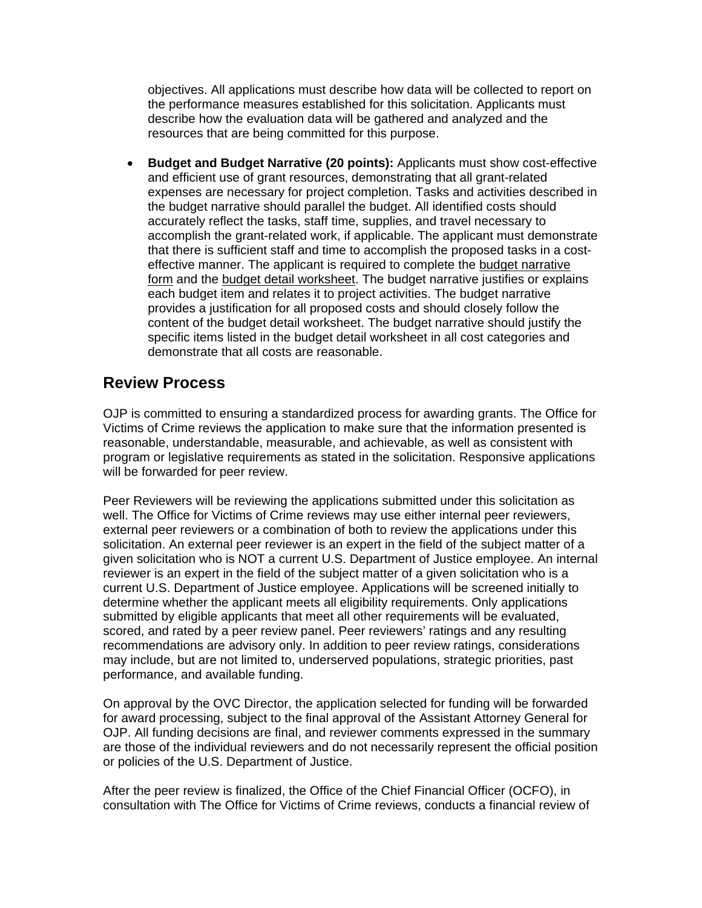objectives. All applications must describe how data will be collected to report on the performance measures established for this solicitation. Applicants must describe how the evaluation data will be gathered and analyzed and the resources that are being committed for this purpose.

- **Budget and Budget Narrative (20 points):** Applicants must show cost-effective and efficient use of grant resources, demonstrating that all grant-related expenses are necessary for project completion. Tasks and activities described in the budget narrative should parallel the budget. All identified costs should accurately reflect the tasks, staff time, supplies, and travel necessary to accomplish the grant-related work, if applicable. The applicant must demonstrate that there is sufficient staff and time to accomplish the proposed tasks in a cost-effective manner. The applicant is required to complete the budget narrative form and the budget detail worksheet. The budget narrative justifies or explains each budget item and relates it to project activities. The budget narrative provides a justification for all proposed costs and should closely follow the content of the budget detail worksheet. The budget narrative should justify the specific items listed in the budget detail worksheet in all cost categories and demonstrate that all costs are reasonable.

## Review Process

OJP is committed to ensuring a standardized process for awarding grants. The Office for Victims of Crime reviews the application to make sure that the information presented is reasonable, understandable, measurable, and achievable, as well as consistent with program or legislative requirements as stated in the solicitation. Responsive applications will be forwarded for peer review.

Peer Reviewers will be reviewing the applications submitted under this solicitation as well. The Office for Victims of Crime reviews may use either internal peer reviewers, external peer reviewers or a combination of both to review the applications under this solicitation. An external peer reviewer is an expert in the field of the subject matter of a given solicitation who is NOT a current U.S. Department of Justice employee. An internal reviewer is an expert in the field of the subject matter of a given solicitation who is a current U.S. Department of Justice employee. Applications will be screened initially to determine whether the applicant meets all eligibility requirements. Only applications submitted by eligible applicants that meet all other requirements will be evaluated, scored, and rated by a peer review panel. Peer reviewers' ratings and any resulting recommendations are advisory only. In addition to peer review ratings, considerations may include, but are not limited to, underserved populations, strategic priorities, past performance, and available funding.

On approval by the OVC Director, the application selected for funding will be forwarded for award processing, subject to the final approval of the Assistant Attorney General for OJP. All funding decisions are final, and reviewer comments expressed in the summary are those of the individual reviewers and do not necessarily represent the official position or policies of the U.S. Department of Justice.

After the peer review is finalized, the Office of the Chief Financial Officer (OCFO), in consultation with The Office for Victims of Crime reviews, conducts a financial review of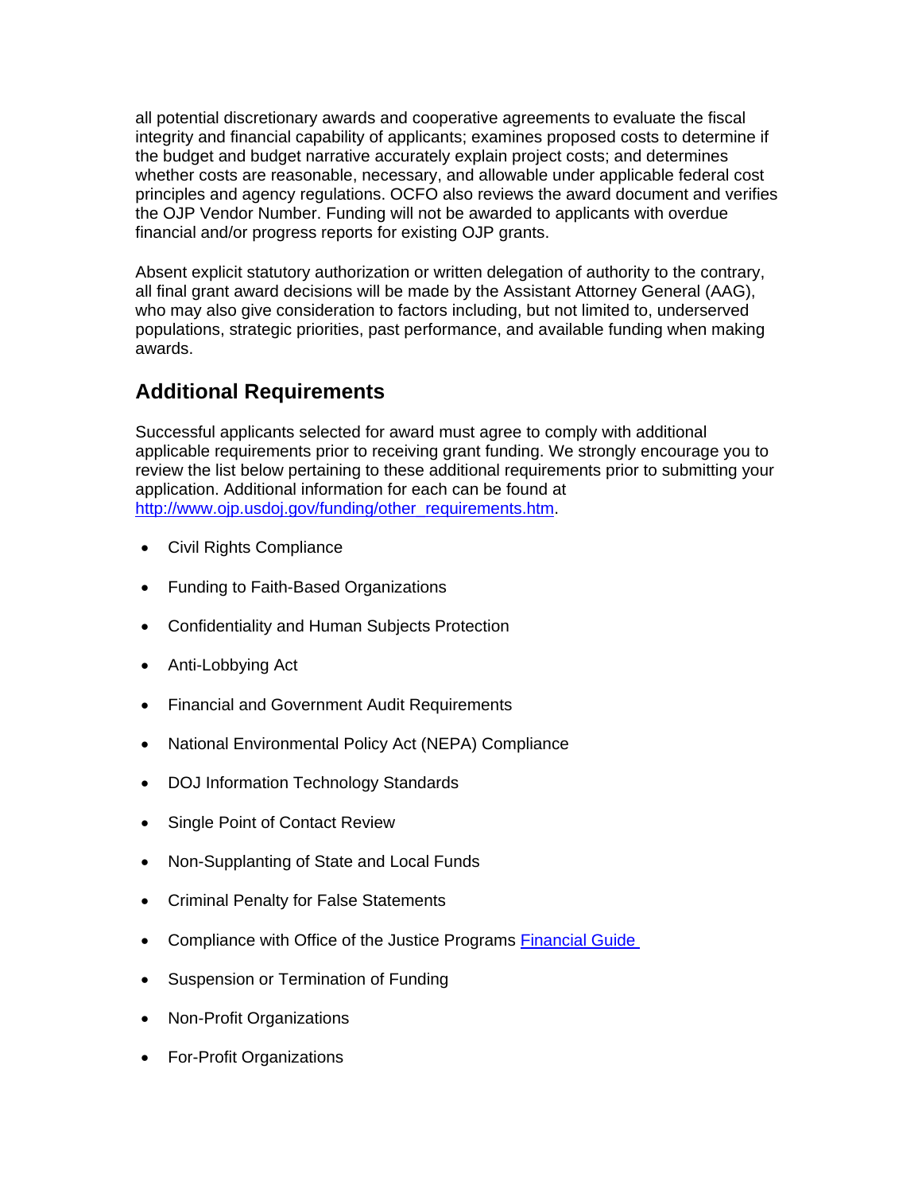all potential discretionary awards and cooperative agreements to evaluate the fiscal integrity and financial capability of applicants; examines proposed costs to determine if the budget and budget narrative accurately explain project costs; and determines whether costs are reasonable, necessary, and allowable under applicable federal cost principles and agency regulations. OCFO also reviews the award document and verifies the OJP Vendor Number. Funding will not be awarded to applicants with overdue financial and/or progress reports for existing OJP grants.

Absent explicit statutory authorization or written delegation of authority to the contrary, all final grant award decisions will be made by the Assistant Attorney General (AAG), who may also give consideration to factors including, but not limited to, underserved populations, strategic priorities, past performance, and available funding when making awards.

## Additional Requirements

Successful applicants selected for award must agree to comply with additional applicable requirements prior to receiving grant funding. We strongly encourage you to review the list below pertaining to these additional requirements prior to submitting your application. Additional information for each can be found at [http://www.ojp.usdoj.gov/funding/other_requirements.htm](http://www.ojp.usdoj.gov/funding/other_requirements.htm).

- Civil Rights Compliance
- Funding to Faith-Based Organizations
- Confidentiality and Human Subjects Protection
- Anti-Lobbying Act
- Financial and Government Audit Requirements
- National Environmental Policy Act (NEPA) Compliance
- DOJ Information Technology Standards
- Single Point of Contact Review
- Non-Supplanting of State and Local Funds
- Criminal Penalty for False Statements
- Compliance with Office of the Justice Programs [Financial Guide](#)
- Suspension or Termination of Funding
- Non-Profit Organizations
- For-Profit Organizations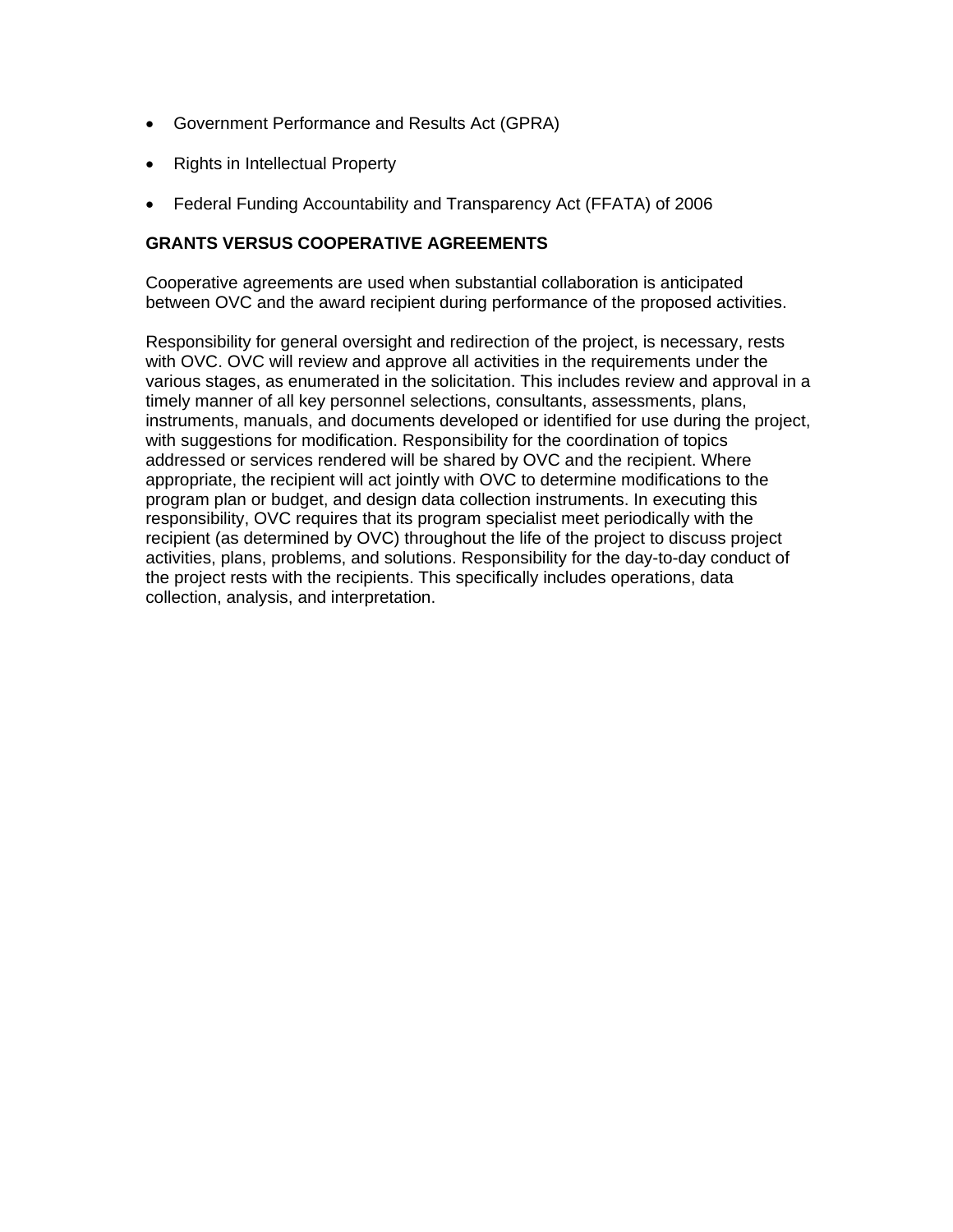- Government Performance and Results Act (GPRA)
- Rights in Intellectual Property
- Federal Funding Accountability and Transparency Act (FFATA) of 2006

**GRANTS VERSUS COOPERATIVE AGREEMENTS**

Cooperative agreements are used when substantial collaboration is anticipated between OVC and the award recipient during performance of the proposed activities.

Responsibility for general oversight and redirection of the project, is necessary, rests with OVC. OVC will review and approve all activities in the requirements under the various stages, as enumerated in the solicitation. This includes review and approval in a timely manner of all key personnel selections, consultants, assessments, plans, instruments, manuals, and documents developed or identified for use during the project, with suggestions for modification. Responsibility for the coordination of topics addressed or services rendered will be shared by OVC and the recipient. Where appropriate, the recipient will act jointly with OVC to determine modifications to the program plan or budget, and design data collection instruments. In executing this responsibility, OVC requires that its program specialist meet periodically with the recipient (as determined by OVC) throughout the life of the project to discuss project activities, plans, problems, and solutions. Responsibility for the day-to-day conduct of the project rests with the recipients. This specifically includes operations, data collection, analysis, and interpretation.